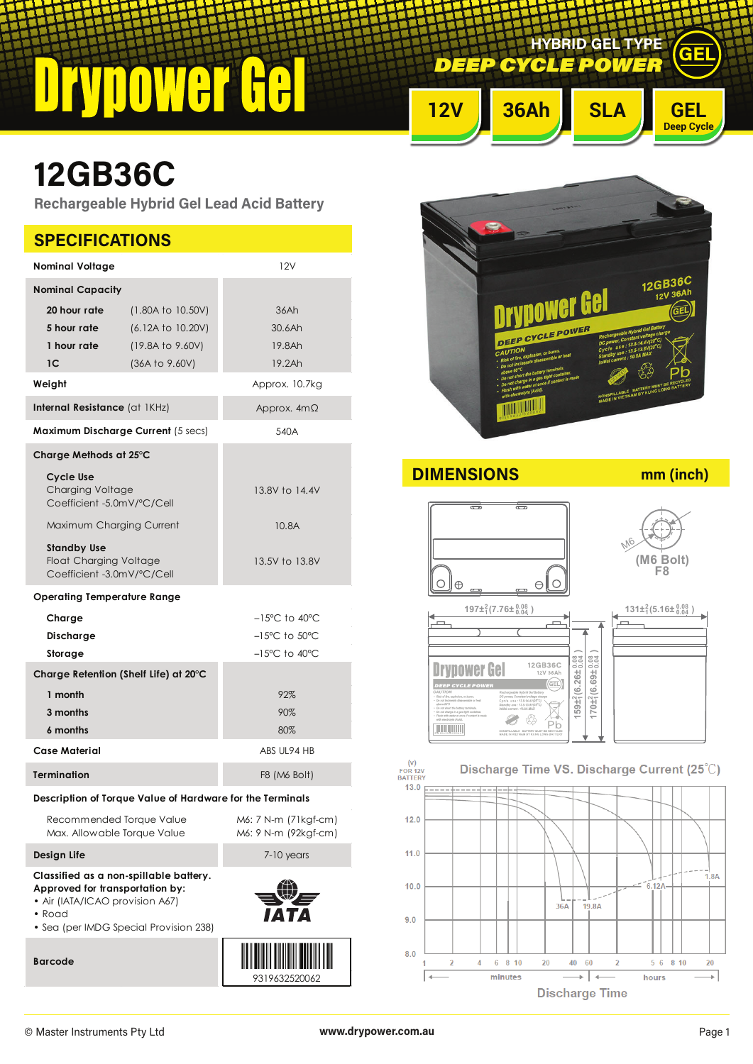# Drypower Gel

HYBRID GEL TYPE
DEEP CYCLE POWER

12V | 36Ah | SLA | GEL Deep Cycle

# 12GB36C

Rechargeable Hybrid Gel Lead Acid Battery

## SPECIFICATIONS

| | |
|---|---|
| **Nominal Voltage** | 12V |
| **Nominal Capacity** | |
| **20 hour rate** (1.80A to 10.50V) | 36Ah |
| **5 hour rate** (6.12A to 10.20V) | 30.6Ah |
| **1 hour rate** (19.8A to 9.60V) | 19.8Ah |
| **1C** (36A to 9.60V) | 19.2Ah |
| **Weight** | Approx. 10.7kg |
| **Internal Resistance** (at 1KHz) | Approx. 4mΩ |
| **Maximum Discharge Current** (5 secs) | 540A |
| **Charge Methods at 25°C** | |
| **Cycle Use** Charging Voltage Coefficient -5.0mV/°C/Cell | 13.8V to 14.4V |
| Maximum Charging Current | 10.8A |
| **Standby Use** Float Charging Voltage Coefficient -3.0mV/°C/Cell | 13.5V to 13.8V |
| **Operating Temperature Range** | |
| **Charge** | –15°C to 40°C |
| **Discharge** | –15°C to 50°C |
| **Storage** | –15°C to 40°C |
| **Charge Retention (Shelf Life) at 20°C** | |
| 1 month | 92% |
| 3 months | 90% |
| 6 months | 80% |
| **Case Material** | ABS UL94 HB |
| **Termination** | F8 (M6 Bolt) |
| **Description of Torque Value of Hardware for the Terminals** | |
| Recommended Torque Value | M6: 7 N-m (71kgf-cm) |
| Max. Allowable Torque Value | M6: 9 N-m (92kgf-cm) |
| **Design Life** | 7-10 years |
| **Classified as a non-spillable battery. Approved for transportation by:** • Air (IATA/ICAO provision A67) • Road • Sea (per IMDG Special Provision 238) | IATA |
| **Barcode** | 9319632520062 |

## DIMENSIONS mm (inch)

M6 (M6 Bolt) F8

197±2 (7.76±0.08/0.04)

131±2 (5.16±0.08/0.04)

159±2 (6.26±0.08/0.04)

170±2 (6.69±0.08/0.04)

### Discharge Time VS. Discharge Current (25°C)

(V) FOR 12V BATTERY: 13.0, 12.0, 11.0, 10.0, 9.0, 8.0

Curves: 36A, 19.8A, 6.12A, 1.8A

Discharge Time: minutes 1, 2, 4, 6, 8, 10, 20, 40, 60; hours 2, 5, 6, 8, 10, 20

© Master Instruments Pty Ltd www.drypower.com.au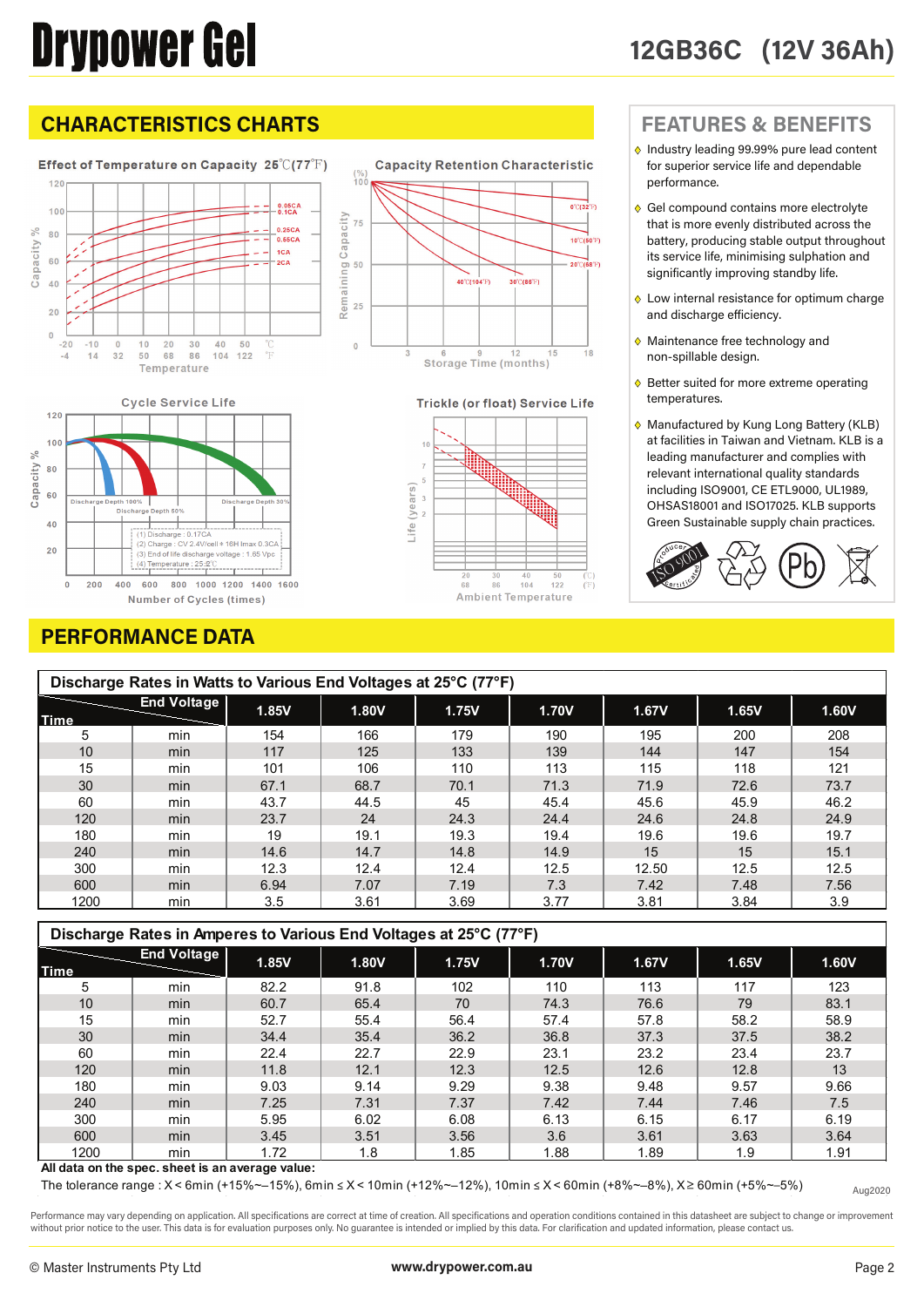# Drypower Gel

## 12GB36C (12V 36Ah)

## CHARACTERISTICS CHARTS

Effect of Temperature on Capacity 25℃(77℉)

120
100
80
60
40
20
0
Capacity %
-20 -10 0 10 20 30 40 50 ℃
-4 14 32 50 68 86 104 122 ℉
Temperature
0.05CA
0.1CA
0.25CA
0.65CA
1CA
2CA

Capacity Retention Characteristic

(%)
100
75
50
25
0
Remaining Capacity
3 6 9 12 15 18
Storage Time (months)
0℃(32℉)
10℃(50℉)
25℃(68℉)
40℃(104℉)
30℃(86℉)

Cycle Service Life

120
100
80
60
40
20
Capacity %
0 200 400 600 800 1000 1200 1400 1600
Number of Cycles (times)
Discharge Depth 100%
Discharge Depth 50%
Discharge Depth 30%
(1) Discharge : 0.17CA
(2) Charge : CV 2.4V/cell + 16H Imax 0.3CA
(3) End of life discharge voltage : 1.65 Vpc
(4) Temperature : 25±2℃

Trickle (or float) Service Life

10
7
5
3
2
Life (years)
20 30 40 50 (℃)
68 86 104 122 (℉)
Ambient Temperature

## FEATURES & BENEFITS

- Industry leading 99.99% pure lead content for superior service life and dependable performance.
- Gel compound contains more electrolyte that is more evenly distributed across the battery, producing stable output throughout its service life, minimising sulphation and significantly improving standby life.
- Low internal resistance for optimum charge and discharge efficiency.
- Maintenance free technology and non-spillable design.
- Better suited for more extreme operating temperatures.
- Manufactured by Kung Long Battery (KLB) at facilities in Taiwan and Vietnam. KLB is a leading manufacturer and complies with relevant international quality standards including ISO9001, CE ETL9000, UL1989, OHSAS18001 and ISO17025. KLB supports Green Sustainable supply chain practices.

## PERFORMANCE DATA

**Discharge Rates in Watts to Various End Voltages at 25°C (77°F)**

| Time | End Voltage | 1.85V | 1.80V | 1.75V | 1.70V | 1.67V | 1.65V | 1.60V |
|---|---|---|---|---|---|---|---|---|
| 5 | min | 154 | 166 | 179 | 190 | 195 | 200 | 208 |
| 10 | min | 117 | 125 | 133 | 139 | 144 | 147 | 154 |
| 15 | min | 101 | 106 | 110 | 113 | 115 | 118 | 121 |
| 30 | min | 67.1 | 68.7 | 70.1 | 71.3 | 71.9 | 72.6 | 73.7 |
| 60 | min | 43.7 | 44.5 | 45 | 45.4 | 45.6 | 45.9 | 46.2 |
| 120 | min | 23.7 | 24 | 24.3 | 24.4 | 24.6 | 24.8 | 24.9 |
| 180 | min | 19 | 19.1 | 19.3 | 19.4 | 19.6 | 19.6 | 19.7 |
| 240 | min | 14.6 | 14.7 | 14.8 | 14.9 | 15 | 15 | 15.1 |
| 300 | min | 12.3 | 12.4 | 12.4 | 12.5 | 12.50 | 12.5 | 12.5 |
| 600 | min | 6.94 | 7.07 | 7.19 | 7.3 | 7.42 | 7.48 | 7.56 |
| 1200 | min | 3.5 | 3.61 | 3.69 | 3.77 | 3.81 | 3.84 | 3.9 |

**Discharge Rates in Amperes to Various End Voltages at 25°C (77°F)**

| Time | End Voltage | 1.85V | 1.80V | 1.75V | 1.70V | 1.67V | 1.65V | 1.60V |
|---|---|---|---|---|---|---|---|---|
| 5 | min | 82.2 | 91.8 | 102 | 110 | 113 | 117 | 123 |
| 10 | min | 60.7 | 65.4 | 70 | 74.3 | 76.6 | 79 | 83.1 |
| 15 | min | 52.7 | 55.4 | 56.4 | 57.4 | 57.8 | 58.2 | 58.9 |
| 30 | min | 34.4 | 35.4 | 36.2 | 36.8 | 37.3 | 37.5 | 38.2 |
| 60 | min | 22.4 | 22.7 | 22.9 | 23.1 | 23.2 | 23.4 | 23.7 |
| 120 | min | 11.8 | 12.1 | 12.3 | 12.5 | 12.6 | 12.8 | 13 |
| 180 | min | 9.03 | 9.14 | 9.29 | 9.38 | 9.48 | 9.57 | 9.66 |
| 240 | min | 7.25 | 7.31 | 7.37 | 7.42 | 7.44 | 7.46 | 7.5 |
| 300 | min | 5.95 | 6.02 | 6.08 | 6.13 | 6.15 | 6.17 | 6.19 |
| 600 | min | 3.45 | 3.51 | 3.56 | 3.6 | 3.61 | 3.63 | 3.64 |
| 1200 | min | 1.72 | 1.8 | 1.85 | 1.88 | 1.89 | 1.9 | 1.91 |

**All data on the spec. sheet is an average value:**

The tolerance range : X < 6min (+15%~–15%), 6min ≤ X < 10min (+12%~–12%), 10min ≤ X < 60min (+8%~–8%), X ≥ 60min (+5%~–5%)

Aug2020

Performance may vary depending on application. All specifications are correct at time of creation. All specifications and operation conditions contained in this datasheet are subject to change or improvement without prior notice to the user. This data is for evaluation purposes only. No guarantee is intended or implied by this data. For clarification and updated information, please contact us.

© Master Instruments Pty Ltd    www.drypower.com.au